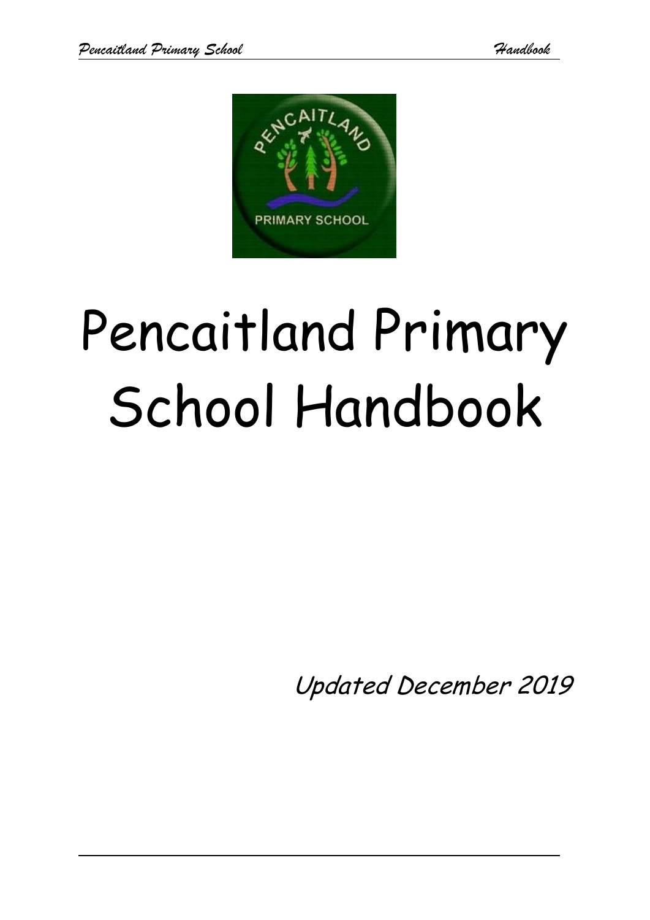# Pencaitland Primary School Handbook

*Updated December 2019*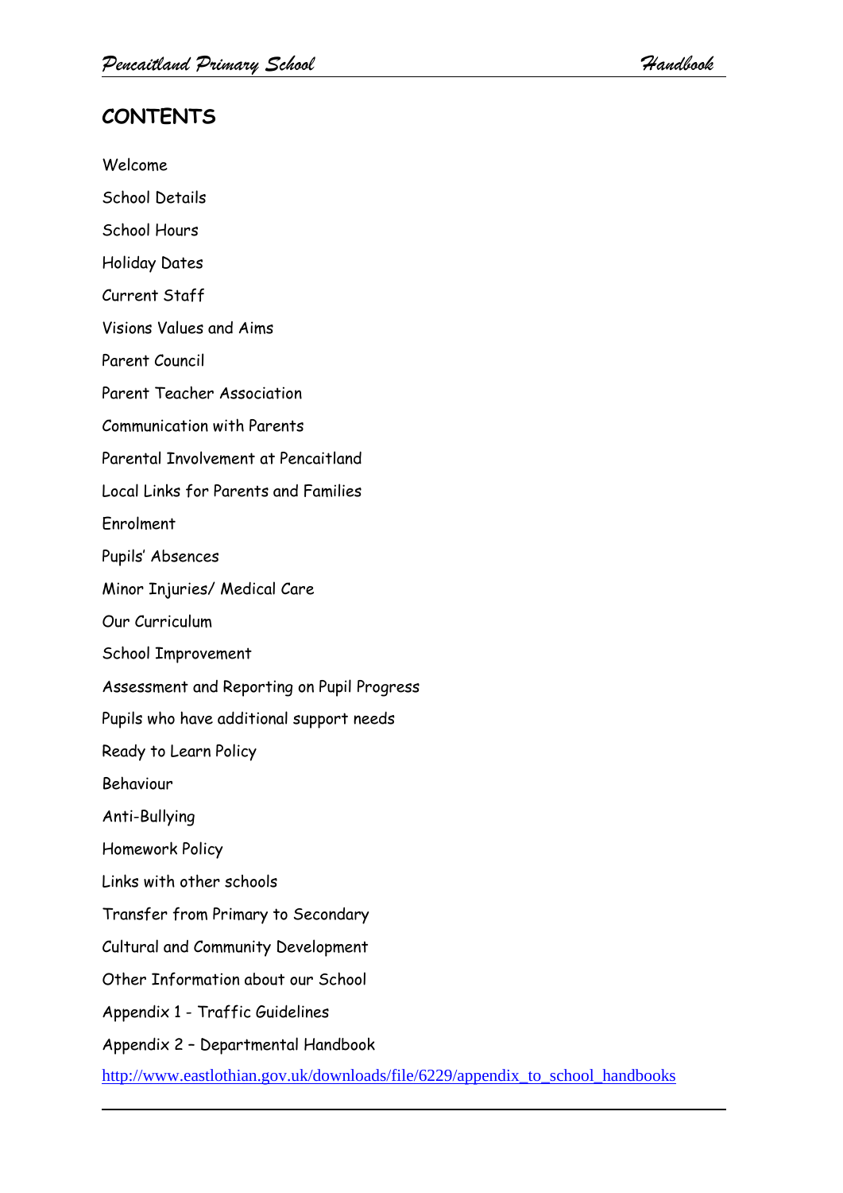## CONTENTS

Welcome

School Details

School Hours

Holiday Dates

Current Staff

Visions Values and Aims

Parent Council

Parent Teacher Association

Communication with Parents

Parental Involvement at Pencaitland

Local Links for Parents and Families

Enrolment

Pupils' Absences

Minor Injuries/ Medical Care

Our Curriculum

School Improvement

Assessment and Reporting on Pupil Progress

Pupils who have additional support needs

Ready to Learn Policy

Behaviour

Anti-Bullying

Homework Policy

Links with other schools

Transfer from Primary to Secondary

Cultural and Community Development

Other Information about our School

Appendix 1 - Traffic Guidelines

Appendix 2 – Departmental Handbook

http://www.eastlothian.gov.uk/downloads/file/6229/appendix_to_school_handbooks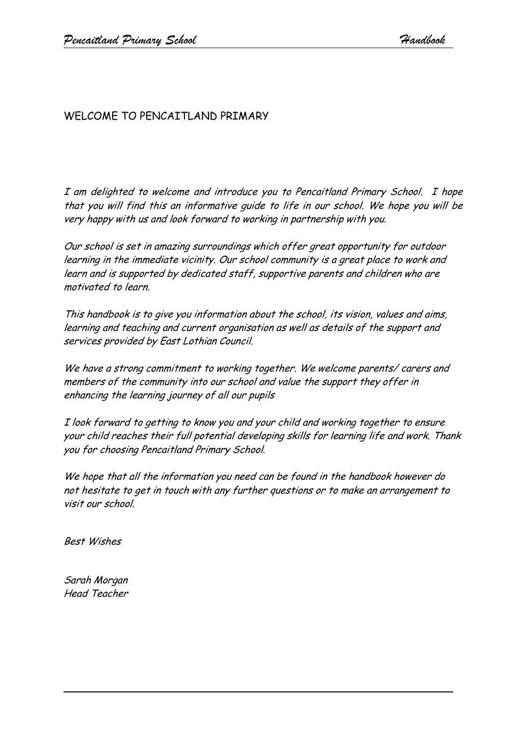## WELCOME TO PENCAITLAND PRIMARY

*I am delighted to welcome and introduce you to Pencaitland Primary School. I hope that you will find this an informative guide to life in our school. We hope you will be very happy with us and look forward to working in partnership with you.*

*Our school is set in amazing surroundings which offer great opportunity for outdoor learning in the immediate vicinity. Our school community is a great place to work and learn and is supported by dedicated staff, supportive parents and children who are motivated to learn.*

*This handbook is to give you information about the school, its vision, values and aims, learning and teaching and current organisation as well as details of the support and services provided by East Lothian Council.*

*We have a strong commitment to working together. We welcome parents/ carers and members of the community into our school and value the support they offer in enhancing the learning journey of all our pupils*

*I look forward to getting to know you and your child and working together to ensure your child reaches their full potential developing skills for learning life and work. Thank you for choosing Pencaitland Primary School.*

*We hope that all the information you need can be found in the handbook however do not hesitate to get in touch with any further questions or to make an arrangement to visit our school.*

*Best Wishes*

*Sarah Morgan*
*Head Teacher*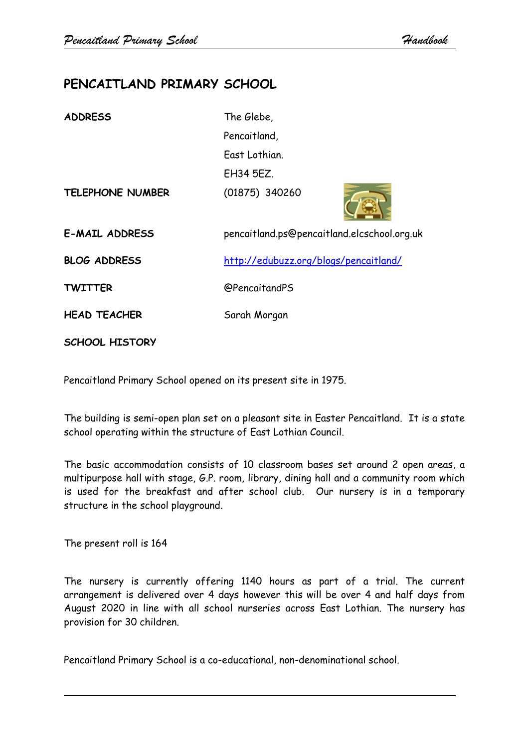# PENCAITLAND PRIMARY SCHOOL

| | |
|---|---|
| **ADDRESS** | The Glebe,<br>Pencaitland,<br>East Lothian.<br>EH34 5EZ. |
| **TELEPHONE NUMBER** | (01875) 340260 |
| **E-MAIL ADDRESS** | pencaitland.ps@pencaitland.elcschool.org.uk |
| **BLOG ADDRESS** | http://edubuzz.org/blogs/pencaitland/ |
| **TWITTER** | @PencaitandPS |
| **HEAD TEACHER** | Sarah Morgan |

**SCHOOL HISTORY**

Pencaitland Primary School opened on its present site in 1975.

The building is semi-open plan set on a pleasant site in Easter Pencaitland. It is a state school operating within the structure of East Lothian Council.

The basic accommodation consists of 10 classroom bases set around 2 open areas, a multipurpose hall with stage, G.P. room, library, dining hall and a community room which is used for the breakfast and after school club. Our nursery is in a temporary structure in the school playground.

The present roll is 164

The nursery is currently offering 1140 hours as part of a trial. The current arrangement is delivered over 4 days however this will be over 4 and half days from August 2020 in line with all school nurseries across East Lothian. The nursery has provision for 30 children.

Pencaitland Primary School is a co-educational, non-denominational school.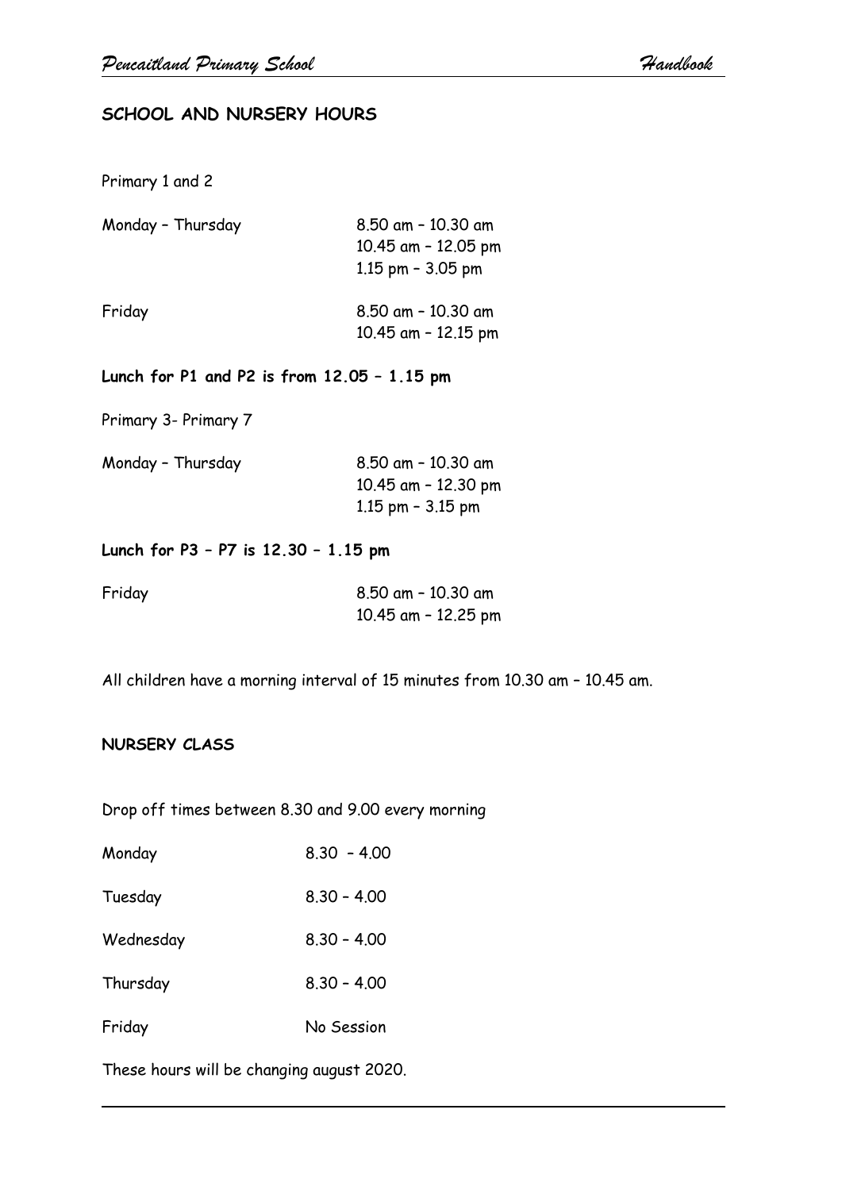## SCHOOL AND NURSERY HOURS

Primary 1 and 2

| | |
|---|---|
| Monday – Thursday | 8.50 am – 10.30 am<br>10.45 am – 12.05 pm<br>1.15 pm – 3.05 pm |
| Friday | 8.50 am – 10.30 am<br>10.45 am – 12.15 pm |

**Lunch for P1 and P2 is from 12.05 – 1.15 pm**

Primary 3- Primary 7

| | |
|---|---|
| Monday – Thursday | 8.50 am – 10.30 am<br>10.45 am – 12.30 pm<br>1.15 pm – 3.15 pm |

**Lunch for P3 – P7 is 12.30 – 1.15 pm**

| | |
|---|---|
| Friday | 8.50 am – 10.30 am<br>10.45 am – 12.25 pm |

All children have a morning interval of 15 minutes from 10.30 am – 10.45 am.

### NURSERY CLASS

Drop off times between 8.30 and 9.00 every morning

| | |
|---|---|
| Monday | 8.30 – 4.00 |
| Tuesday | 8.30 – 4.00 |
| Wednesday | 8.30 – 4.00 |
| Thursday | 8.30 – 4.00 |
| Friday | No Session |

These hours will be changing august 2020.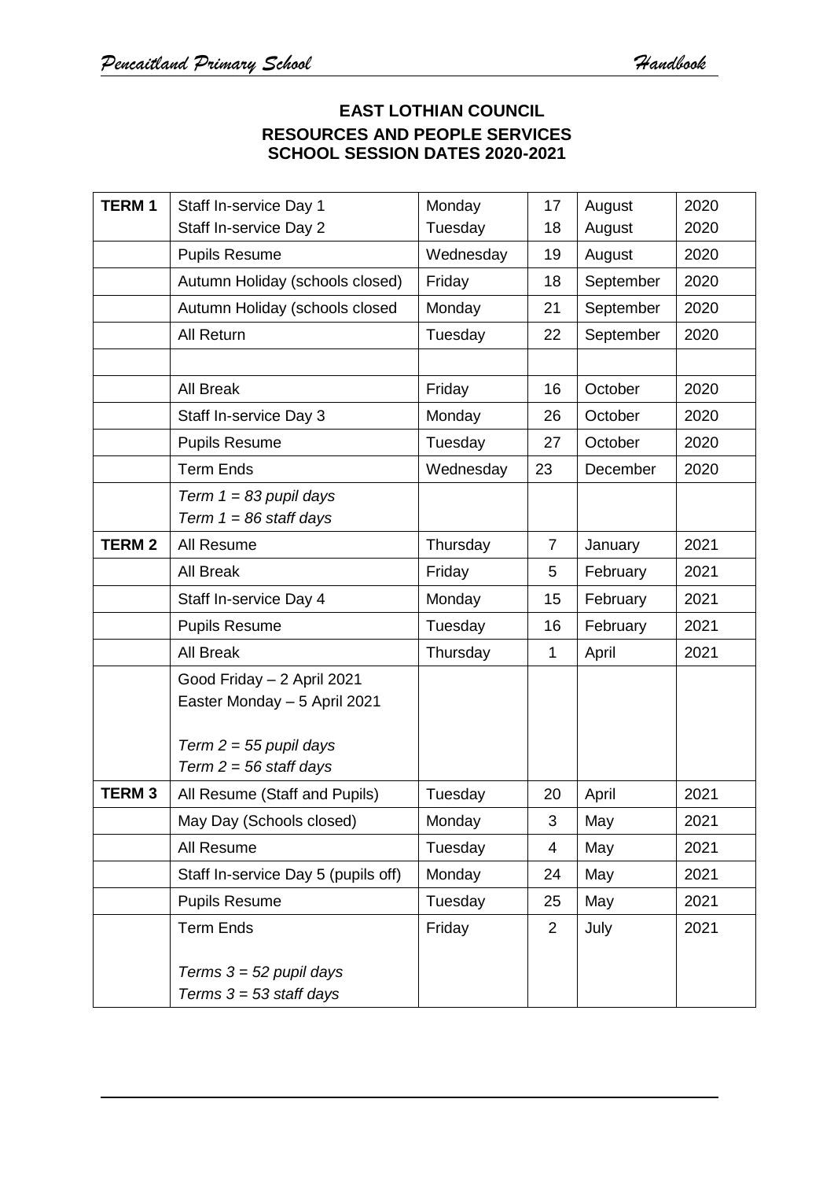**EAST LOTHIAN COUNCIL**
**RESOURCES AND PEOPLE SERVICES**
**SCHOOL SESSION DATES 2020-2021**

| | | | | | |
|---|---|---|---|---|---|
| **TERM 1** | Staff In-service Day 1<br>Staff In-service Day 2 | Monday<br>Tuesday | 17<br>18 | August<br>August | 2020<br>2020 |
| | Pupils Resume | Wednesday | 19 | August | 2020 |
| | Autumn Holiday (schools closed) | Friday | 18 | September | 2020 |
| | Autumn Holiday (schools closed | Monday | 21 | September | 2020 |
| | All Return | Tuesday | 22 | September | 2020 |
| | | | | | |
| | All Break | Friday | 16 | October | 2020 |
| | Staff In-service Day 3 | Monday | 26 | October | 2020 |
| | Pupils Resume | Tuesday | 27 | October | 2020 |
| | Term Ends | Wednesday | 23 | December | 2020 |
| | *Term 1 = 83 pupil days*<br>*Term 1 = 86 staff days* | | | | |
| **TERM 2** | All Resume | Thursday | 7 | January | 2021 |
| | All Break | Friday | 5 | February | 2021 |
| | Staff In-service Day 4 | Monday | 15 | February | 2021 |
| | Pupils Resume | Tuesday | 16 | February | 2021 |
| | All Break | Thursday | 1 | April | 2021 |
| | Good Friday – 2 April 2021<br>Easter Monday – 5 April 2021<br><br>*Term 2 = 55 pupil days*<br>*Term 2 = 56 staff days* | | | | |
| **TERM 3** | All Resume (Staff and Pupils) | Tuesday | 20 | April | 2021 |
| | May Day (Schools closed) | Monday | 3 | May | 2021 |
| | All Resume | Tuesday | 4 | May | 2021 |
| | Staff In-service Day 5 (pupils off) | Monday | 24 | May | 2021 |
| | Pupils Resume | Tuesday | 25 | May | 2021 |
| | Term Ends<br><br>*Terms 3 = 52 pupil days*<br>*Terms 3 = 53 staff days* | Friday | 2 | July | 2021 |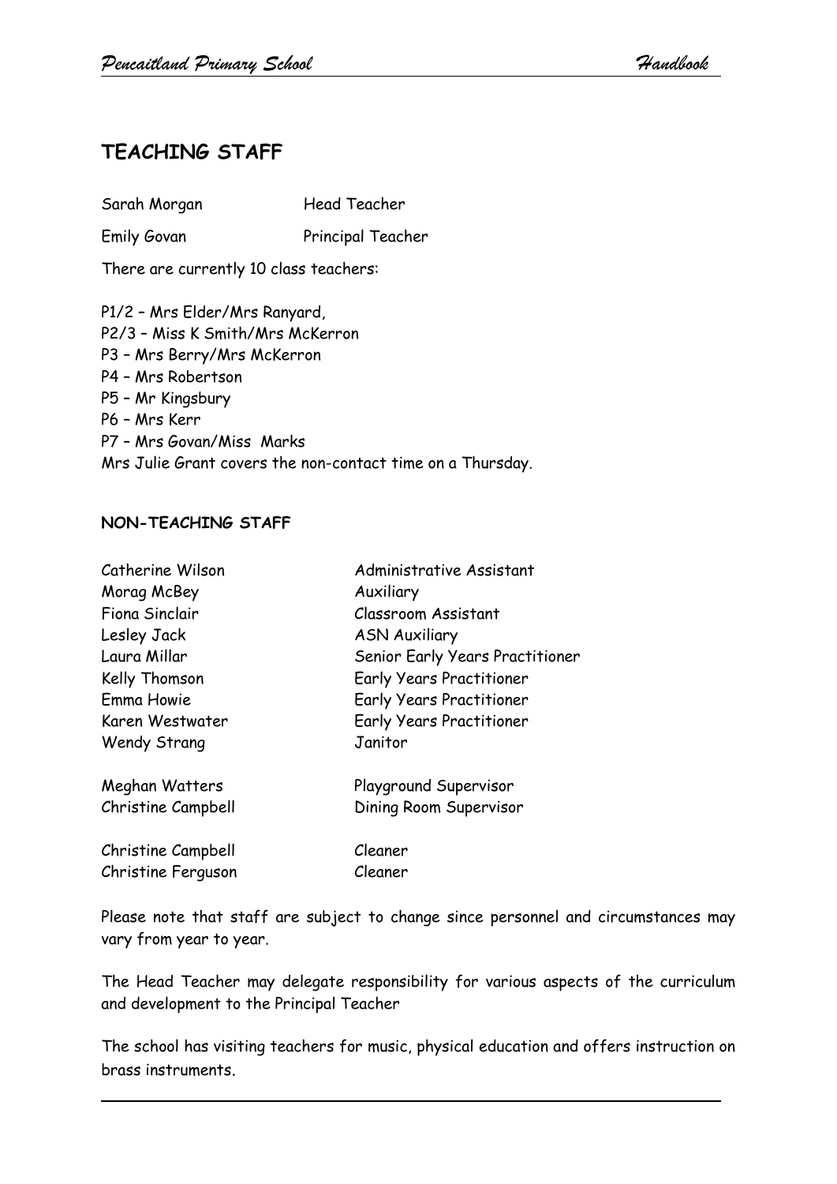## TEACHING STAFF

| | |
|---|---|
| Sarah Morgan | Head Teacher |
| Emily Govan | Principal Teacher |

There are currently 10 class teachers:

P1/2 – Mrs Elder/Mrs Ranyard,
P2/3 – Miss K Smith/Mrs McKerron
P3 – Mrs Berry/Mrs McKerron
P4 – Mrs Robertson
P5 – Mr Kingsbury
P6 – Mrs Kerr
P7 – Mrs Govan/Miss Marks
Mrs Julie Grant covers the non-contact time on a Thursday.

### NON-TEACHING STAFF

| | |
|---|---|
| Catherine Wilson | Administrative Assistant |
| Morag McBey | Auxiliary |
| Fiona Sinclair | Classroom Assistant |
| Lesley Jack | ASN Auxiliary |
| Laura Millar | Senior Early Years Practitioner |
| Kelly Thomson | Early Years Practitioner |
| Emma Howie | Early Years Practitioner |
| Karen Westwater | Early Years Practitioner |
| Wendy Strang | Janitor |
| Meghan Watters | Playground Supervisor |
| Christine Campbell | Dining Room Supervisor |
| Christine Campbell | Cleaner |
| Christine Ferguson | Cleaner |

Please note that staff are subject to change since personnel and circumstances may vary from year to year.

The Head Teacher may delegate responsibility for various aspects of the curriculum and development to the Principal Teacher

The school has visiting teachers for music, physical education and offers instruction on brass instruments.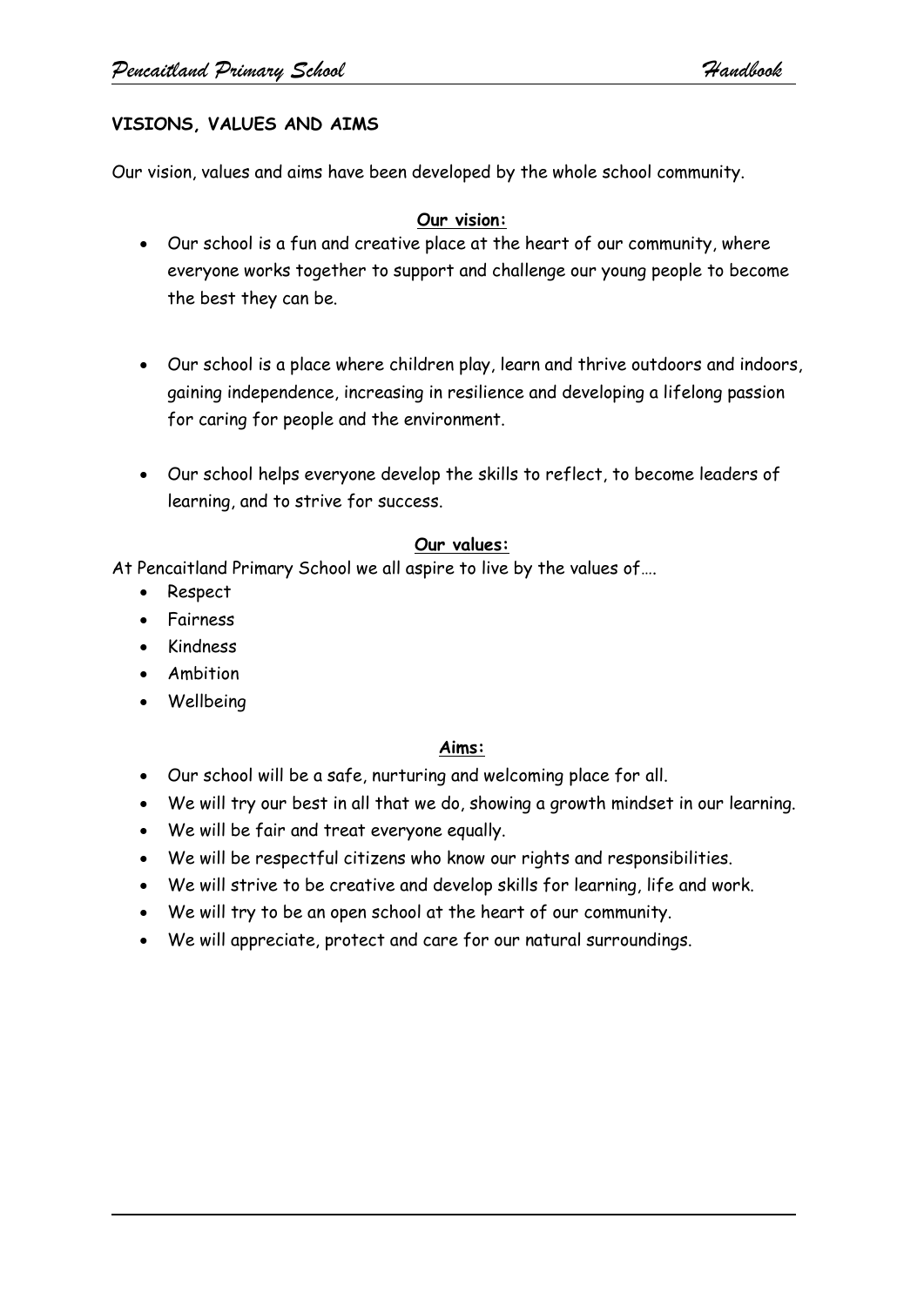## VISIONS, VALUES AND AIMS

Our vision, values and aims have been developed by the whole school community.

### Our vision:

- Our school is a fun and creative place at the heart of our community, where everyone works together to support and challenge our young people to become the best they can be.
- Our school is a place where children play, learn and thrive outdoors and indoors, gaining independence, increasing in resilience and developing a lifelong passion for caring for people and the environment.
- Our school helps everyone develop the skills to reflect, to become leaders of learning, and to strive for success.

### Our values:

At Pencaitland Primary School we all aspire to live by the values of….

- Respect
- Fairness
- Kindness
- Ambition
- Wellbeing

### Aims:

- Our school will be a safe, nurturing and welcoming place for all.
- We will try our best in all that we do, showing a growth mindset in our learning.
- We will be fair and treat everyone equally.
- We will be respectful citizens who know our rights and responsibilities.
- We will strive to be creative and develop skills for learning, life and work.
- We will try to be an open school at the heart of our community.
- We will appreciate, protect and care for our natural surroundings.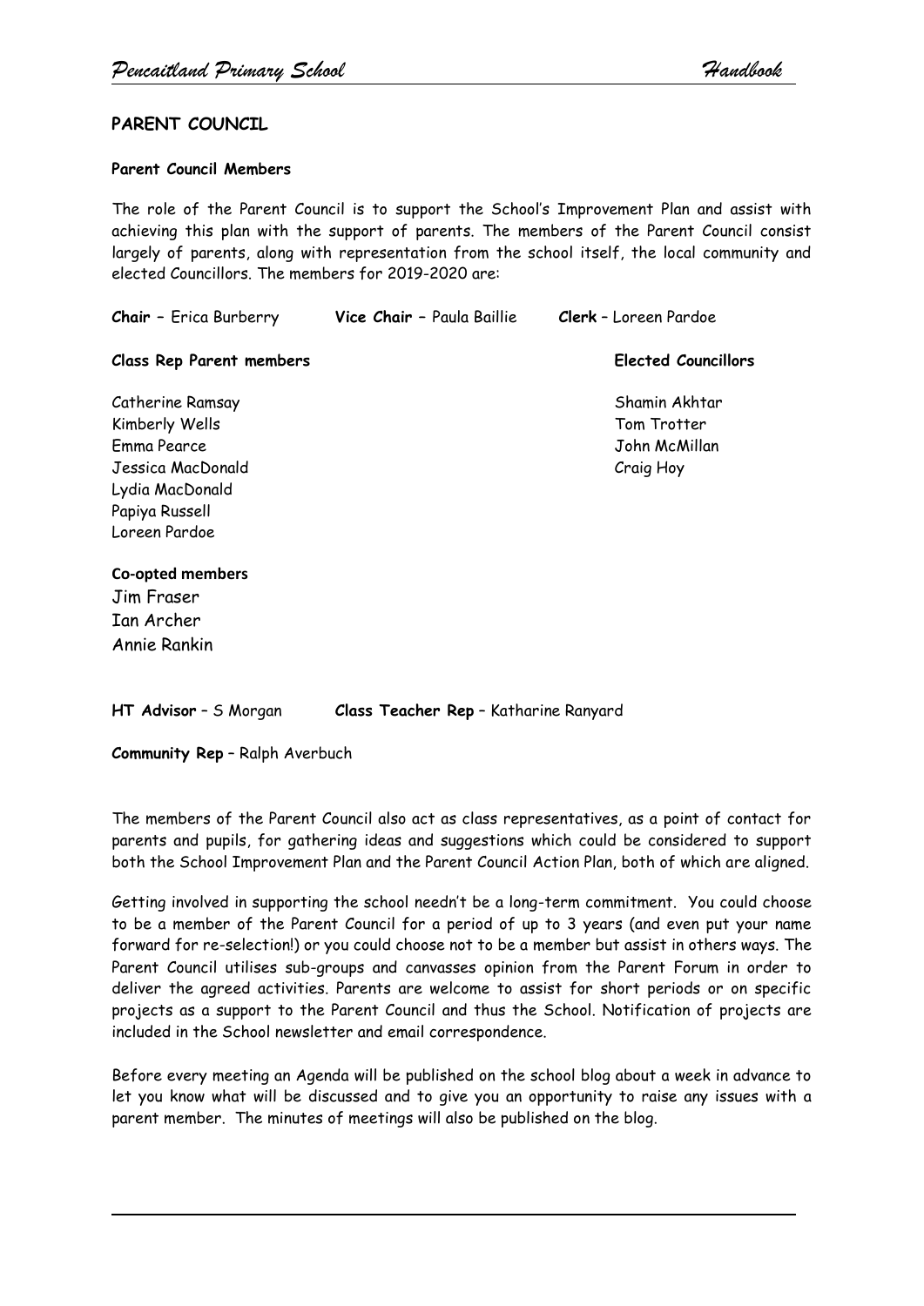## PARENT COUNCIL

### Parent Council Members

The role of the Parent Council is to support the School's Improvement Plan and assist with achieving this plan with the support of parents. The members of the Parent Council consist largely of parents, along with representation from the school itself, the local community and elected Councillors. The members for 2019-2020 are:

**Chair** – Erica Burberry  **Vice Chair** – Paula Baillie  **Clerk** – Loreen Pardoe

**Class Rep Parent members**

Catherine Ramsay
Kimberly Wells
Emma Pearce
Jessica MacDonald
Lydia MacDonald
Papiya Russell
Loreen Pardoe

**Elected Councillors**

Shamin Akhtar
Tom Trotter
John McMillan
Craig Hoy

**Co-opted members**

Jim Fraser
Ian Archer
Annie Rankin

**HT Advisor** – S Morgan  **Class Teacher Rep** – Katharine Ranyard

**Community Rep** – Ralph Averbuch

The members of the Parent Council also act as class representatives, as a point of contact for parents and pupils, for gathering ideas and suggestions which could be considered to support both the School Improvement Plan and the Parent Council Action Plan, both of which are aligned.

Getting involved in supporting the school needn't be a long-term commitment. You could choose to be a member of the Parent Council for a period of up to 3 years (and even put your name forward for re-selection!) or you could choose not to be a member but assist in others ways. The Parent Council utilises sub-groups and canvasses opinion from the Parent Forum in order to deliver the agreed activities. Parents are welcome to assist for short periods or on specific projects as a support to the Parent Council and thus the School. Notification of projects are included in the School newsletter and email correspondence.

Before every meeting an Agenda will be published on the school blog about a week in advance to let you know what will be discussed and to give you an opportunity to raise any issues with a parent member. The minutes of meetings will also be published on the blog.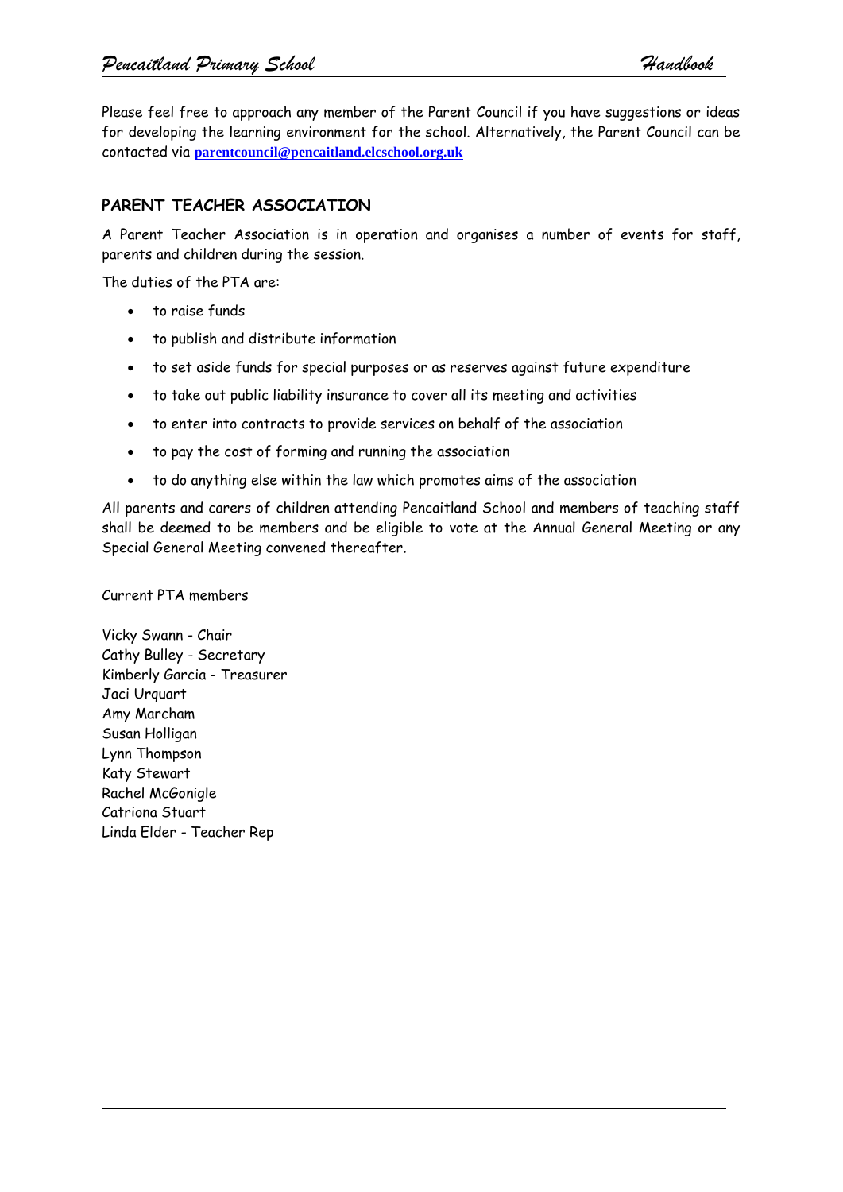Please feel free to approach any member of the Parent Council if you have suggestions or ideas for developing the learning environment for the school. Alternatively, the Parent Council can be contacted via **parentcouncil@pencaitland.elcschool.org.uk**

## PARENT TEACHER ASSOCIATION

A Parent Teacher Association is in operation and organises a number of events for staff, parents and children during the session.

The duties of the PTA are:

- to raise funds
- to publish and distribute information
- to set aside funds for special purposes or as reserves against future expenditure
- to take out public liability insurance to cover all its meeting and activities
- to enter into contracts to provide services on behalf of the association
- to pay the cost of forming and running the association
- to do anything else within the law which promotes aims of the association

All parents and carers of children attending Pencaitland School and members of teaching staff shall be deemed to be members and be eligible to vote at the Annual General Meeting or any Special General Meeting convened thereafter.

Current PTA members

Vicky Swann - Chair
Cathy Bulley - Secretary
Kimberly Garcia - Treasurer
Jaci Urquart
Amy Marcham
Susan Holligan
Lynn Thompson
Katy Stewart
Rachel McGonigle
Catriona Stuart
Linda Elder - Teacher Rep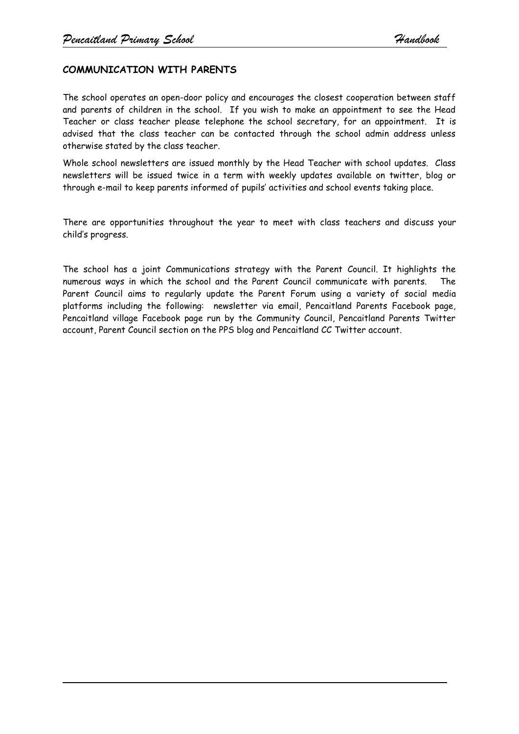## COMMUNICATION WITH PARENTS

The school operates an open-door policy and encourages the closest cooperation between staff and parents of children in the school. If you wish to make an appointment to see the Head Teacher or class teacher please telephone the school secretary, for an appointment. It is advised that the class teacher can be contacted through the school admin address unless otherwise stated by the class teacher.

Whole school newsletters are issued monthly by the Head Teacher with school updates. Class newsletters will be issued twice in a term with weekly updates available on twitter, blog or through e-mail to keep parents informed of pupils' activities and school events taking place.

There are opportunities throughout the year to meet with class teachers and discuss your child's progress.

The school has a joint Communications strategy with the Parent Council. It highlights the numerous ways in which the school and the Parent Council communicate with parents. The Parent Council aims to regularly update the Parent Forum using a variety of social media platforms including the following: newsletter via email, Pencaitland Parents Facebook page, Pencaitland village Facebook page run by the Community Council, Pencaitland Parents Twitter account, Parent Council section on the PPS blog and Pencaitland CC Twitter account.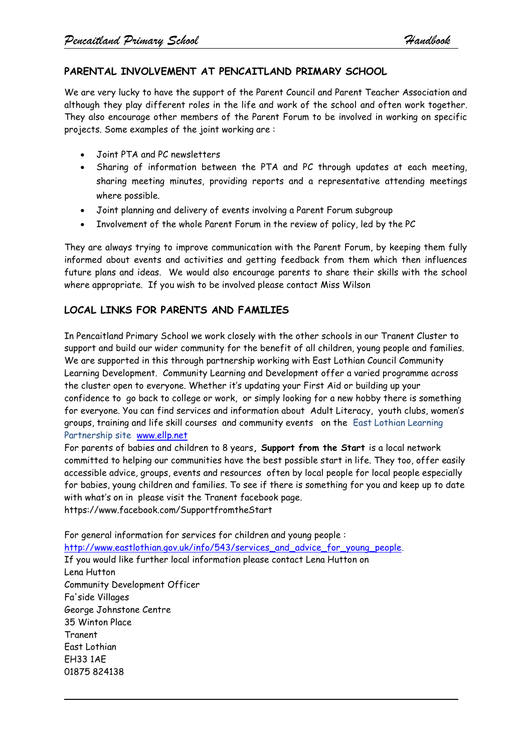## PARENTAL INVOLVEMENT AT PENCAITLAND PRIMARY SCHOOL

We are very lucky to have the support of the Parent Council and Parent Teacher Association and although they play different roles in the life and work of the school and often work together. They also encourage other members of the Parent Forum to be involved in working on specific projects. Some examples of the joint working are :

- Joint PTA and PC newsletters
- Sharing of information between the PTA and PC through updates at each meeting, sharing meeting minutes, providing reports and a representative attending meetings where possible.
- Joint planning and delivery of events involving a Parent Forum subgroup
- Involvement of the whole Parent Forum in the review of policy, led by the PC

They are always trying to improve communication with the Parent Forum, by keeping them fully informed about events and activities and getting feedback from them which then influences future plans and ideas. We would also encourage parents to share their skills with the school where appropriate. If you wish to be involved please contact Miss Wilson

## LOCAL LINKS FOR PARENTS AND FAMILIES

In Pencaitland Primary School we work closely with the other schools in our Tranent Cluster to support and build our wider community for the benefit of all children, young people and families. We are supported in this through partnership working with East Lothian Council Community Learning Development. Community Learning and Development offer a varied programme across the cluster open to everyone. Whether it's updating your First Aid or building up your confidence to go back to college or work, or simply looking for a new hobby there is something for everyone. You can find services and information about Adult Literacy, youth clubs, women's groups, training and life skill courses and community events on the East Lothian Learning Partnership site www.ellp.net

For parents of babies and children to 8 years**, Support from the Start** is a local network committed to helping our communities have the best possible start in life. They too, offer easily accessible advice, groups, events and resources often by local people for local people especially for babies, young children and families. To see if there is something for you and keep up to date with what's on in please visit the Tranent facebook page.
https://www.facebook.com/SupportfromtheStart

For general information for services for children and young people :
http://www.eastlothian.gov.uk/info/543/services_and_advice_for_young_people.
If you would like further local information please contact Lena Hutton on
Lena Hutton
Community Development Officer
Fa'side Villages
George Johnstone Centre
35 Winton Place
Tranent
East Lothian
EH33 1AE
01875 824138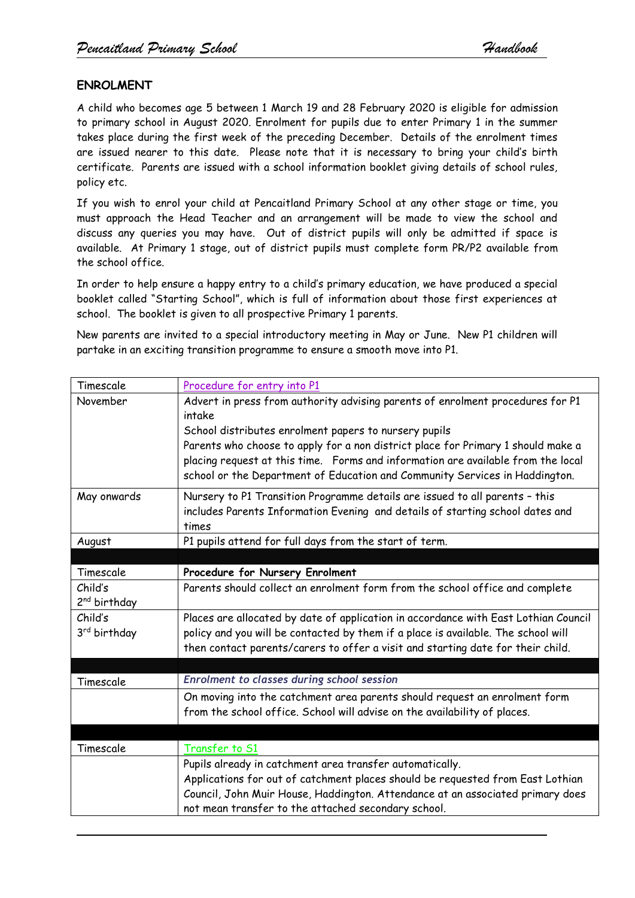## ENROLMENT

A child who becomes age 5 between 1 March 19 and 28 February 2020 is eligible for admission to primary school in August 2020. Enrolment for pupils due to enter Primary 1 in the summer takes place during the first week of the preceding December. Details of the enrolment times are issued nearer to this date. Please note that it is necessary to bring your child's birth certificate. Parents are issued with a school information booklet giving details of school rules, policy etc.

If you wish to enrol your child at Pencaitland Primary School at any other stage or time, you must approach the Head Teacher and an arrangement will be made to view the school and discuss any queries you may have. Out of district pupils will only be admitted if space is available. At Primary 1 stage, out of district pupils must complete form PR/P2 available from the school office.

In order to help ensure a happy entry to a child's primary education, we have produced a special booklet called "Starting School", which is full of information about those first experiences at school. The booklet is given to all prospective Primary 1 parents.

New parents are invited to a special introductory meeting in May or June. New P1 children will partake in an exciting transition programme to ensure a smooth move into P1.

| Timescale | Procedure for entry into P1 |
|---|---|
| November | Advert in press from authority advising parents of enrolment procedures for P1 intake<br>School distributes enrolment papers to nursery pupils<br>Parents who choose to apply for a non district place for Primary 1 should make a placing request at this time. Forms and information are available from the local school or the Department of Education and Community Services in Haddington. |
| May onwards | Nursery to P1 Transition Programme details are issued to all parents – this includes Parents Information Evening and details of starting school dates and times |
| August | P1 pupils attend for full days from the start of term. |
| | |
| Timescale | **Procedure for Nursery Enrolment** |
| Child's 2nd birthday | Parents should collect an enrolment form from the school office and complete |
| Child's 3rd birthday | Places are allocated by date of application in accordance with East Lothian Council policy and you will be contacted by them if a place is available. The school will then contact parents/carers to offer a visit and starting date for their child. |
| | |
| Timescale | ***Enrolment to classes during school session*** |
| | On moving into the catchment area parents should request an enrolment form from the school office. School will advise on the availability of places. |
| | |
| Timescale | Transfer to S1 |
| | Pupils already in catchment area transfer automatically.<br>Applications for out of catchment places should be requested from East Lothian Council, John Muir House, Haddington. Attendance at an associated primary does not mean transfer to the attached secondary school. |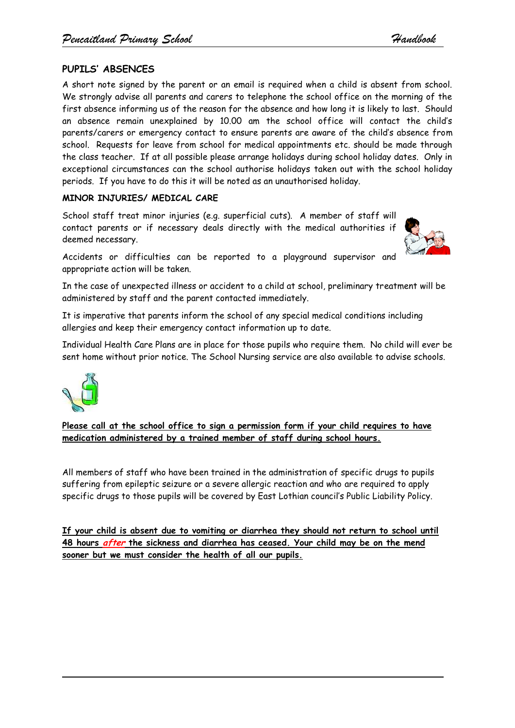## PUPILS' ABSENCES

A short note signed by the parent or an email is required when a child is absent from school. We strongly advise all parents and carers to telephone the school office on the morning of the first absence informing us of the reason for the absence and how long it is likely to last. Should an absence remain unexplained by 10.00 am the school office will contact the child's parents/carers or emergency contact to ensure parents are aware of the child's absence from school. Requests for leave from school for medical appointments etc. should be made through the class teacher. If at all possible please arrange holidays during school holiday dates. Only in exceptional circumstances can the school authorise holidays taken out with the school holiday periods. If you have to do this it will be noted as an unauthorised holiday.

### MINOR INJURIES/ MEDICAL CARE

School staff treat minor injuries (e.g. superficial cuts). A member of staff will contact parents or if necessary deals directly with the medical authorities if deemed necessary.

Accidents or difficulties can be reported to a playground supervisor and appropriate action will be taken.

In the case of unexpected illness or accident to a child at school, preliminary treatment will be administered by staff and the parent contacted immediately.

It is imperative that parents inform the school of any special medical conditions including allergies and keep their emergency contact information up to date.

Individual Health Care Plans are in place for those pupils who require them. No child will ever be sent home without prior notice. The School Nursing service are also available to advise schools.

**Please call at the school office to sign a permission form if your child requires to have medication administered by a trained member of staff during school hours.**

All members of staff who have been trained in the administration of specific drugs to pupils suffering from epileptic seizure or a severe allergic reaction and who are required to apply specific drugs to those pupils will be covered by East Lothian council's Public Liability Policy.

**If your child is absent due to vomiting or diarrhea they should not return to school until 48 hours *after* the sickness and diarrhea has ceased. Your child may be on the mend sooner but we must consider the health of all our pupils.**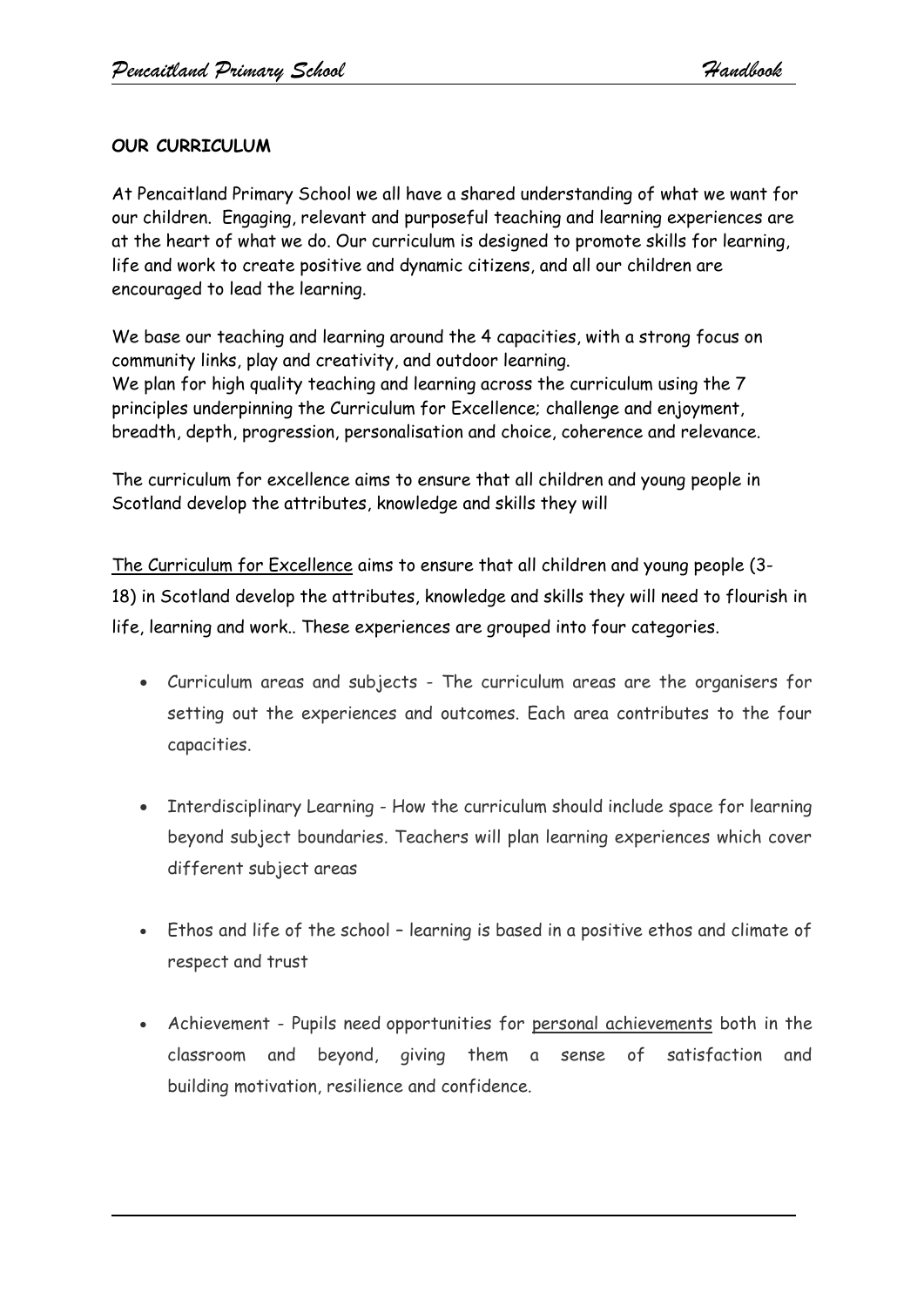**OUR CURRICULUM**

At Pencaitland Primary School we all have a shared understanding of what we want for our children. Engaging, relevant and purposeful teaching and learning experiences are at the heart of what we do. Our curriculum is designed to promote skills for learning, life and work to create positive and dynamic citizens, and all our children are encouraged to lead the learning.

We base our teaching and learning around the 4 capacities, with a strong focus on community links, play and creativity, and outdoor learning.
We plan for high quality teaching and learning across the curriculum using the 7 principles underpinning the Curriculum for Excellence; challenge and enjoyment, breadth, depth, progression, personalisation and choice, coherence and relevance.

The curriculum for excellence aims to ensure that all children and young people in Scotland develop the attributes, knowledge and skills they will

The Curriculum for Excellence aims to ensure that all children and young people (3-18) in Scotland develop the attributes, knowledge and skills they will need to flourish in life, learning and work.. These experiences are grouped into four categories.

- Curriculum areas and subjects - The curriculum areas are the organisers for setting out the experiences and outcomes. Each area contributes to the four capacities.
- Interdisciplinary Learning - How the curriculum should include space for learning beyond subject boundaries. Teachers will plan learning experiences which cover different subject areas
- Ethos and life of the school – learning is based in a positive ethos and climate of respect and trust
- Achievement - Pupils need opportunities for personal achievements both in the classroom and beyond, giving them a sense of satisfaction and building motivation, resilience and confidence.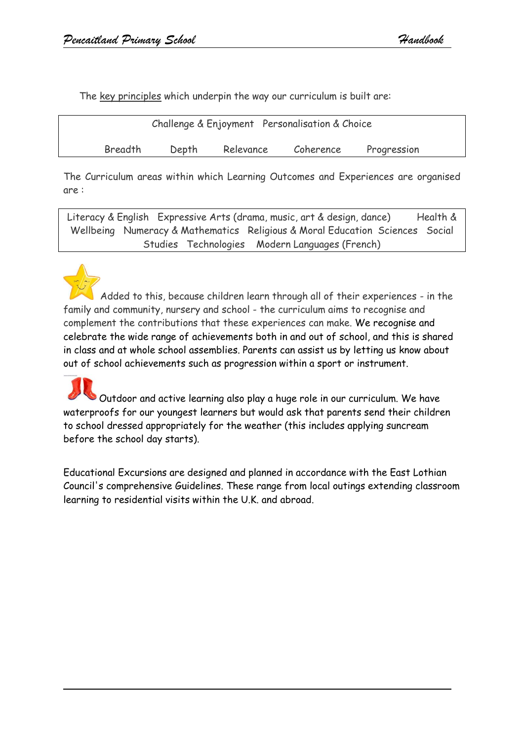The key principles which underpin the way our curriculum is built are:

| Challenge & Enjoyment | Personalisation & Choice | | | |
|---|---|---|---|---|
| Breadth | Depth | Relevance | Coherence | Progression |

The Curriculum areas within which Learning Outcomes and Experiences are organised are :

| Literacy & English | Expressive Arts (drama, music, art & design, dance) | Health & Wellbeing | Numeracy & Mathematics | Religious & Moral Education | Sciences | Social Studies | Technologies | Modern Languages (French) |
|---|---|---|---|---|---|---|---|---|

Added to this, because children learn through all of their experiences - in the family and community, nursery and school - the curriculum aims to recognise and complement the contributions that these experiences can make. We recognise and celebrate the wide range of achievements both in and out of school, and this is shared in class and at whole school assemblies. Parents can assist us by letting us know about out of school achievements such as progression within a sport or instrument.

Outdoor and active learning also play a huge role in our curriculum. We have waterproofs for our youngest learners but would ask that parents send their children to school dressed appropriately for the weather (this includes applying suncream before the school day starts).

Educational Excursions are designed and planned in accordance with the East Lothian Council's comprehensive Guidelines. These range from local outings extending classroom learning to residential visits within the U.K. and abroad.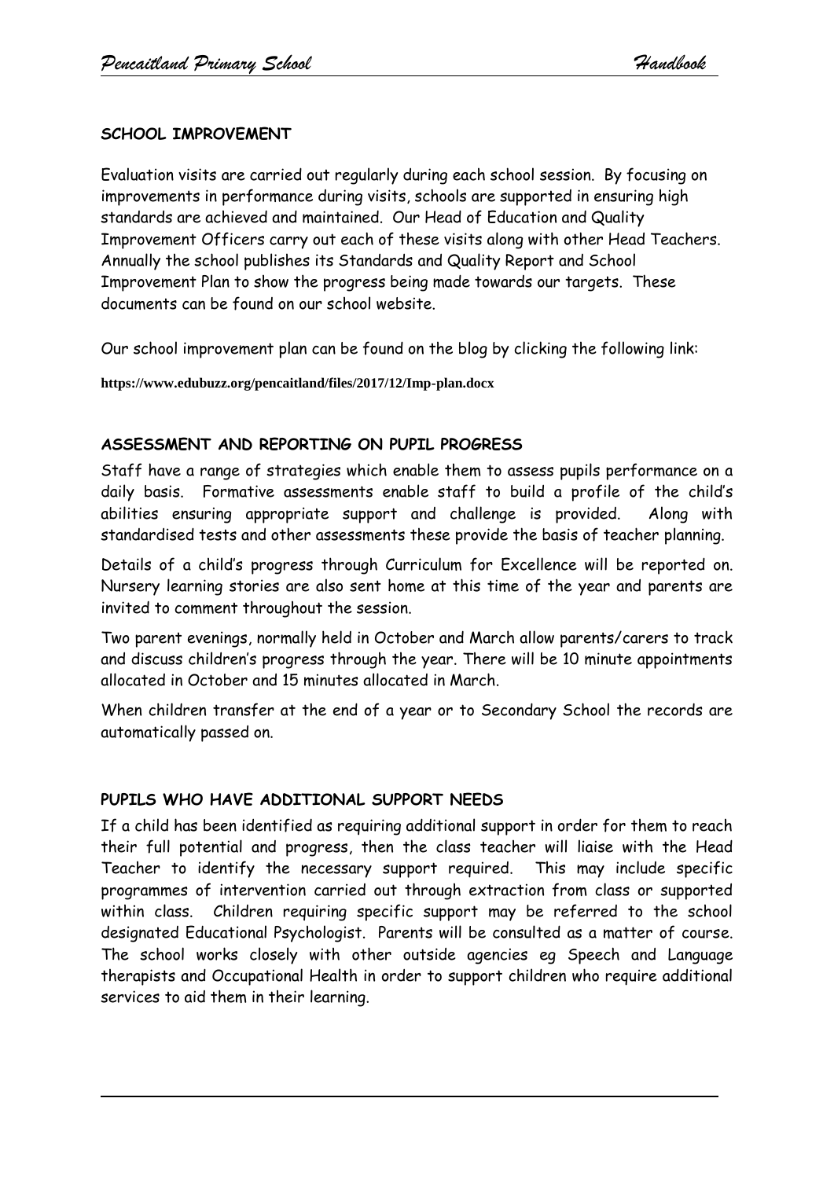## SCHOOL IMPROVEMENT

Evaluation visits are carried out regularly during each school session. By focusing on improvements in performance during visits, schools are supported in ensuring high standards are achieved and maintained. Our Head of Education and Quality Improvement Officers carry out each of these visits along with other Head Teachers. Annually the school publishes its Standards and Quality Report and School Improvement Plan to show the progress being made towards our targets. These documents can be found on our school website.

Our school improvement plan can be found on the blog by clicking the following link:

**https://www.edubuzz.org/pencaitland/files/2017/12/Imp-plan.docx**

## ASSESSMENT AND REPORTING ON PUPIL PROGRESS

Staff have a range of strategies which enable them to assess pupils performance on a daily basis. Formative assessments enable staff to build a profile of the child's abilities ensuring appropriate support and challenge is provided. Along with standardised tests and other assessments these provide the basis of teacher planning.

Details of a child's progress through Curriculum for Excellence will be reported on. Nursery learning stories are also sent home at this time of the year and parents are invited to comment throughout the session.

Two parent evenings, normally held in October and March allow parents/carers to track and discuss children's progress through the year. There will be 10 minute appointments allocated in October and 15 minutes allocated in March.

When children transfer at the end of a year or to Secondary School the records are automatically passed on.

## PUPILS WHO HAVE ADDITIONAL SUPPORT NEEDS

If a child has been identified as requiring additional support in order for them to reach their full potential and progress, then the class teacher will liaise with the Head Teacher to identify the necessary support required. This may include specific programmes of intervention carried out through extraction from class or supported within class. Children requiring specific support may be referred to the school designated Educational Psychologist. Parents will be consulted as a matter of course. The school works closely with other outside agencies eg Speech and Language therapists and Occupational Health in order to support children who require additional services to aid them in their learning.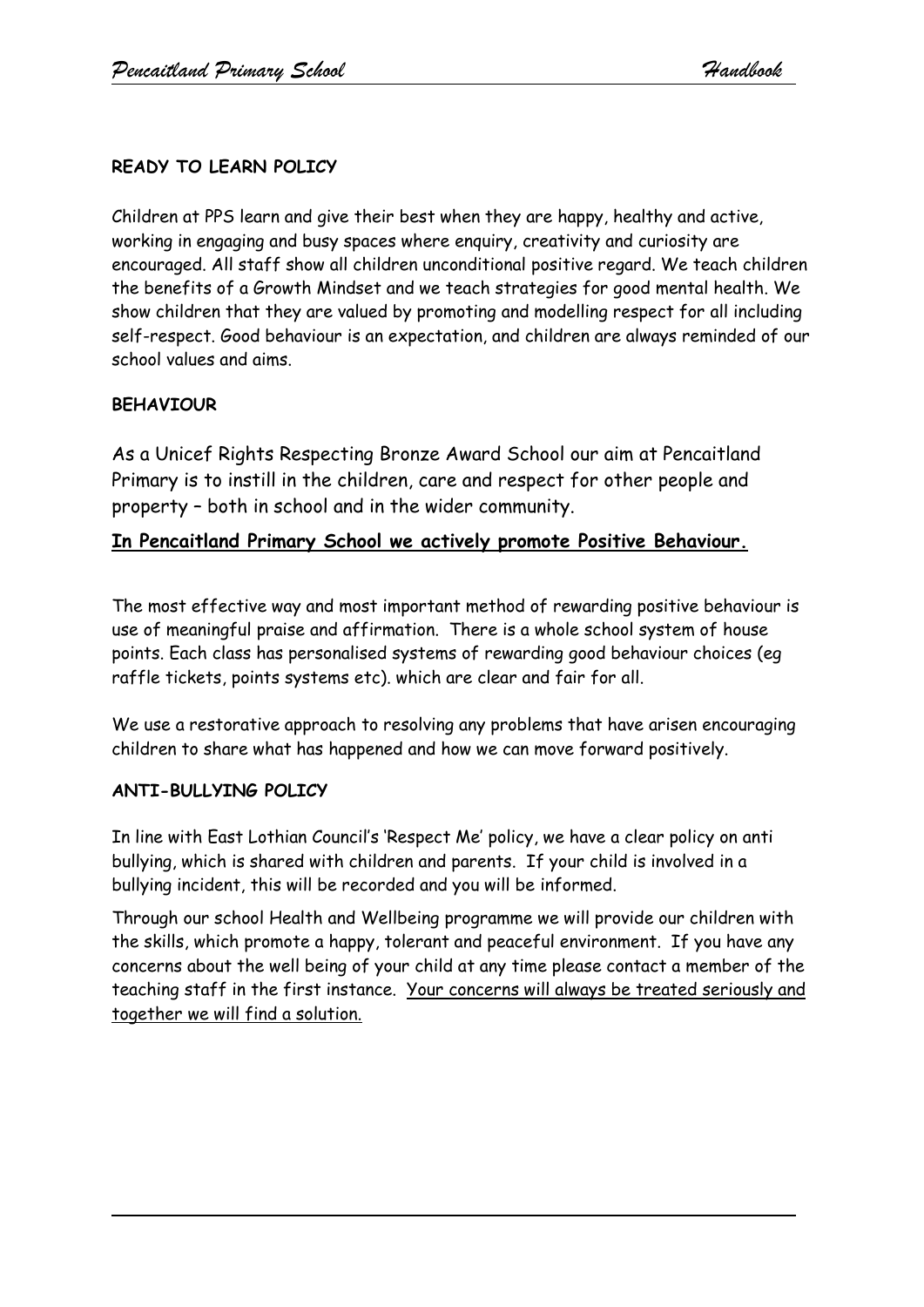## READY TO LEARN POLICY

Children at PPS learn and give their best when they are happy, healthy and active, working in engaging and busy spaces where enquiry, creativity and curiosity are encouraged. All staff show all children unconditional positive regard. We teach children the benefits of a Growth Mindset and we teach strategies for good mental health. We show children that they are valued by promoting and modelling respect for all including self-respect. Good behaviour is an expectation, and children are always reminded of our school values and aims.

## BEHAVIOUR

As a Unicef Rights Respecting Bronze Award School our aim at Pencaitland Primary is to instill in the children, care and respect for other people and property – both in school and in the wider community.

**In Pencaitland Primary School we actively promote Positive Behaviour.**

The most effective way and most important method of rewarding positive behaviour is use of meaningful praise and affirmation. There is a whole school system of house points. Each class has personalised systems of rewarding good behaviour choices (eg raffle tickets, points systems etc). which are clear and fair for all.

We use a restorative approach to resolving any problems that have arisen encouraging children to share what has happened and how we can move forward positively.

## ANTI-BULLYING POLICY

In line with East Lothian Council's 'Respect Me' policy, we have a clear policy on anti bullying, which is shared with children and parents. If your child is involved in a bullying incident, this will be recorded and you will be informed.

Through our school Health and Wellbeing programme we will provide our children with the skills, which promote a happy, tolerant and peaceful environment. If you have any concerns about the well being of your child at any time please contact a member of the teaching staff in the first instance. Your concerns will always be treated seriously and together we will find a solution.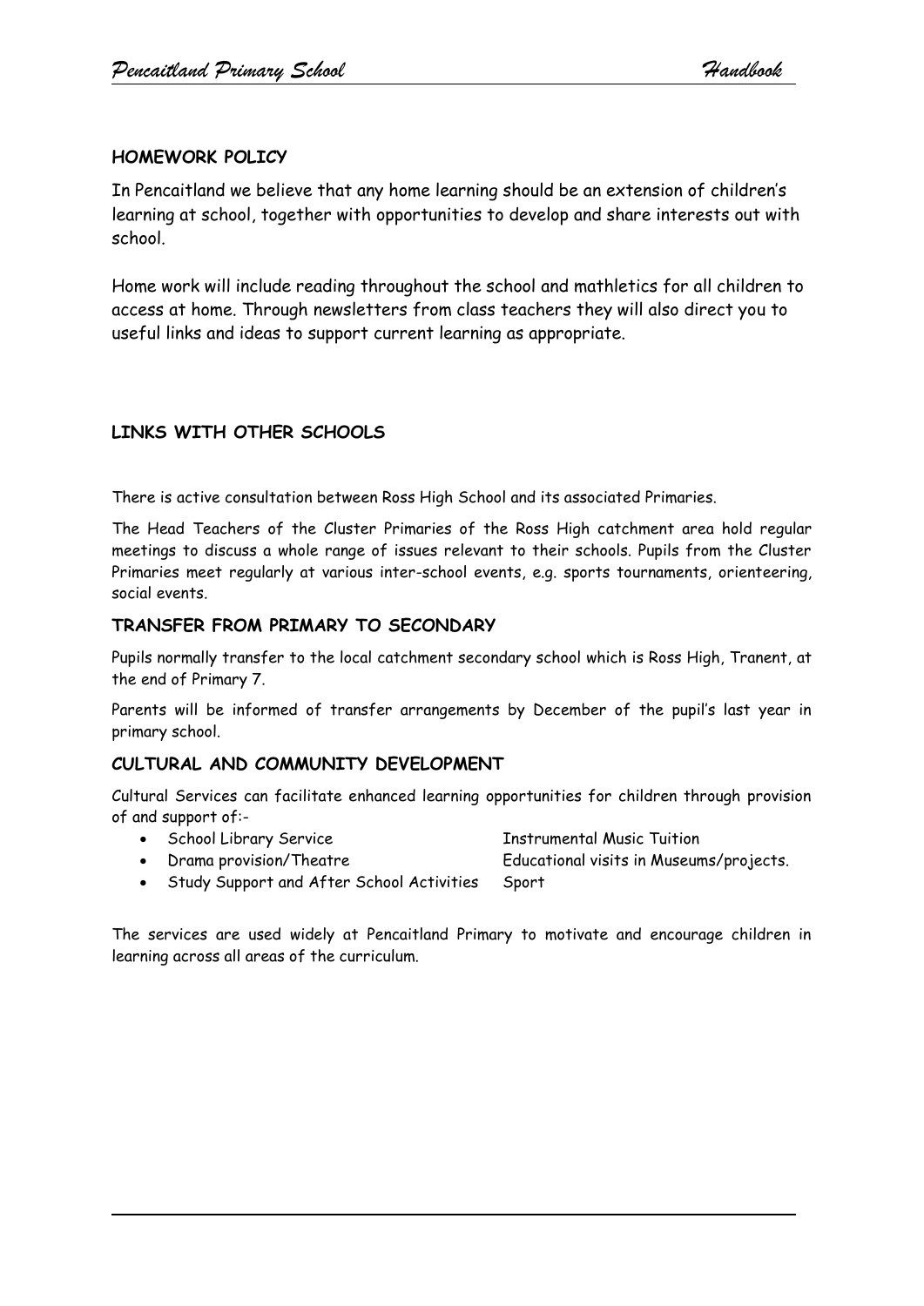## HOMEWORK POLICY

In Pencaitland we believe that any home learning should be an extension of children's learning at school, together with opportunities to develop and share interests out with school.

Home work will include reading throughout the school and mathletics for all children to access at home. Through newsletters from class teachers they will also direct you to useful links and ideas to support current learning as appropriate.

## LINKS WITH OTHER SCHOOLS

There is active consultation between Ross High School and its associated Primaries.

The Head Teachers of the Cluster Primaries of the Ross High catchment area hold regular meetings to discuss a whole range of issues relevant to their schools. Pupils from the Cluster Primaries meet regularly at various inter-school events, e.g. sports tournaments, orienteering, social events.

## TRANSFER FROM PRIMARY TO SECONDARY

Pupils normally transfer to the local catchment secondary school which is Ross High, Tranent, at the end of Primary 7.

Parents will be informed of transfer arrangements by December of the pupil's last year in primary school.

## CULTURAL AND COMMUNITY DEVELOPMENT

Cultural Services can facilitate enhanced learning opportunities for children through provision of and support of:-

- School Library Service
- Instrumental Music Tuition
- Drama provision/Theatre
- Educational visits in Museums/projects.
- Study Support and After School Activities
- Sport

The services are used widely at Pencaitland Primary to motivate and encourage children in learning across all areas of the curriculum.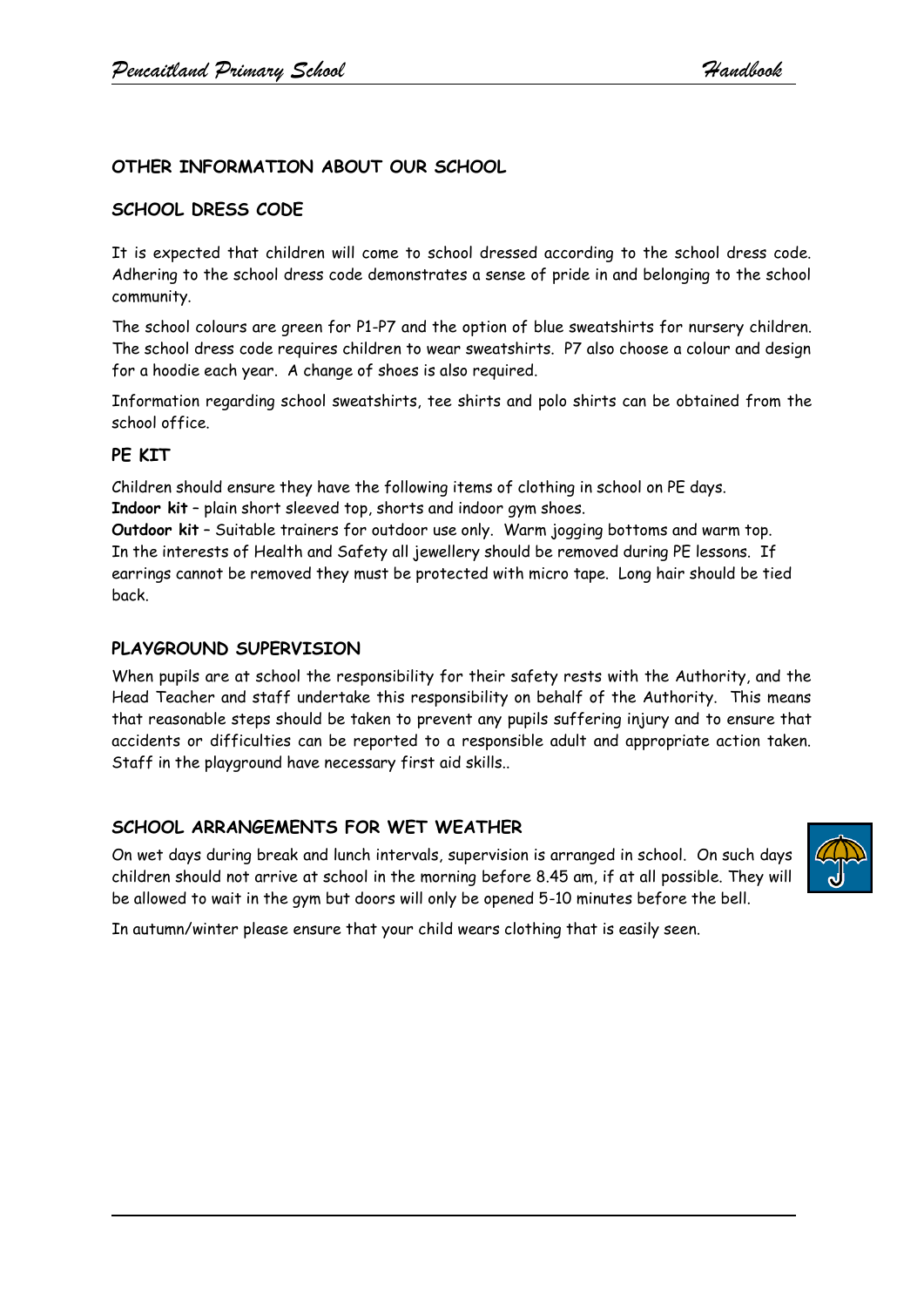## OTHER INFORMATION ABOUT OUR SCHOOL

### SCHOOL DRESS CODE

It is expected that children will come to school dressed according to the school dress code. Adhering to the school dress code demonstrates a sense of pride in and belonging to the school community.

The school colours are green for P1-P7 and the option of blue sweatshirts for nursery children. The school dress code requires children to wear sweatshirts. P7 also choose a colour and design for a hoodie each year. A change of shoes is also required.

Information regarding school sweatshirts, tee shirts and polo shirts can be obtained from the school office.

### PE KIT

Children should ensure they have the following items of clothing in school on PE days.
**Indoor kit** – plain short sleeved top, shorts and indoor gym shoes.
**Outdoor kit** – Suitable trainers for outdoor use only. Warm jogging bottoms and warm top.
In the interests of Health and Safety all jewellery should be removed during PE lessons. If earrings cannot be removed they must be protected with micro tape. Long hair should be tied back.

### PLAYGROUND SUPERVISION

When pupils are at school the responsibility for their safety rests with the Authority, and the Head Teacher and staff undertake this responsibility on behalf of the Authority. This means that reasonable steps should be taken to prevent any pupils suffering injury and to ensure that accidents or difficulties can be reported to a responsible adult and appropriate action taken. Staff in the playground have necessary first aid skills..

### SCHOOL ARRANGEMENTS FOR WET WEATHER

On wet days during break and lunch intervals, supervision is arranged in school. On such days children should not arrive at school in the morning before 8.45 am, if at all possible. They will be allowed to wait in the gym but doors will only be opened 5-10 minutes before the bell.

In autumn/winter please ensure that your child wears clothing that is easily seen.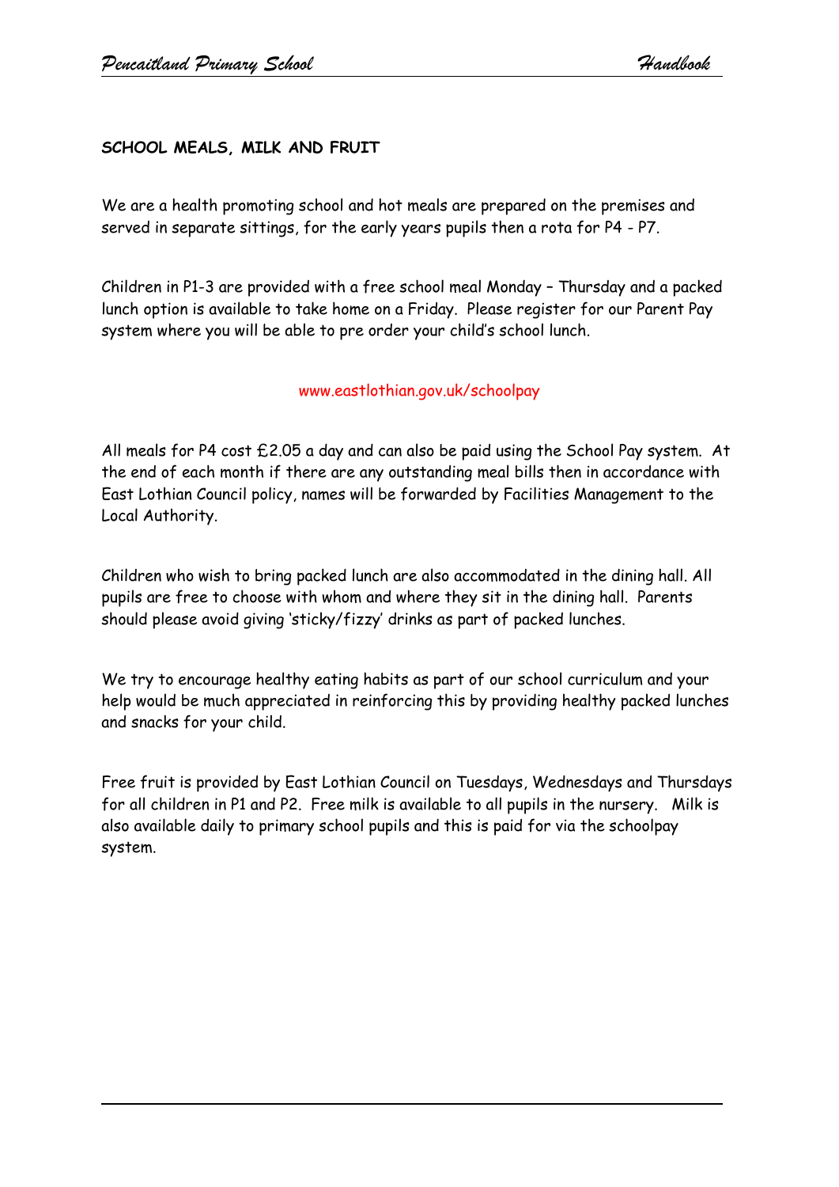## SCHOOL MEALS, MILK AND FRUIT

We are a health promoting school and hot meals are prepared on the premises and served in separate sittings, for the early years pupils then a rota for P4 - P7.

Children in P1-3 are provided with a free school meal Monday – Thursday and a packed lunch option is available to take home on a Friday. Please register for our Parent Pay system where you will be able to pre order your child's school lunch.

www.eastlothian.gov.uk/schoolpay

All meals for P4 cost £2.05 a day and can also be paid using the School Pay system. At the end of each month if there are any outstanding meal bills then in accordance with East Lothian Council policy, names will be forwarded by Facilities Management to the Local Authority.

Children who wish to bring packed lunch are also accommodated in the dining hall. All pupils are free to choose with whom and where they sit in the dining hall. Parents should please avoid giving 'sticky/fizzy' drinks as part of packed lunches.

We try to encourage healthy eating habits as part of our school curriculum and your help would be much appreciated in reinforcing this by providing healthy packed lunches and snacks for your child.

Free fruit is provided by East Lothian Council on Tuesdays, Wednesdays and Thursdays for all children in P1 and P2. Free milk is available to all pupils in the nursery. Milk is also available daily to primary school pupils and this is paid for via the schoolpay system.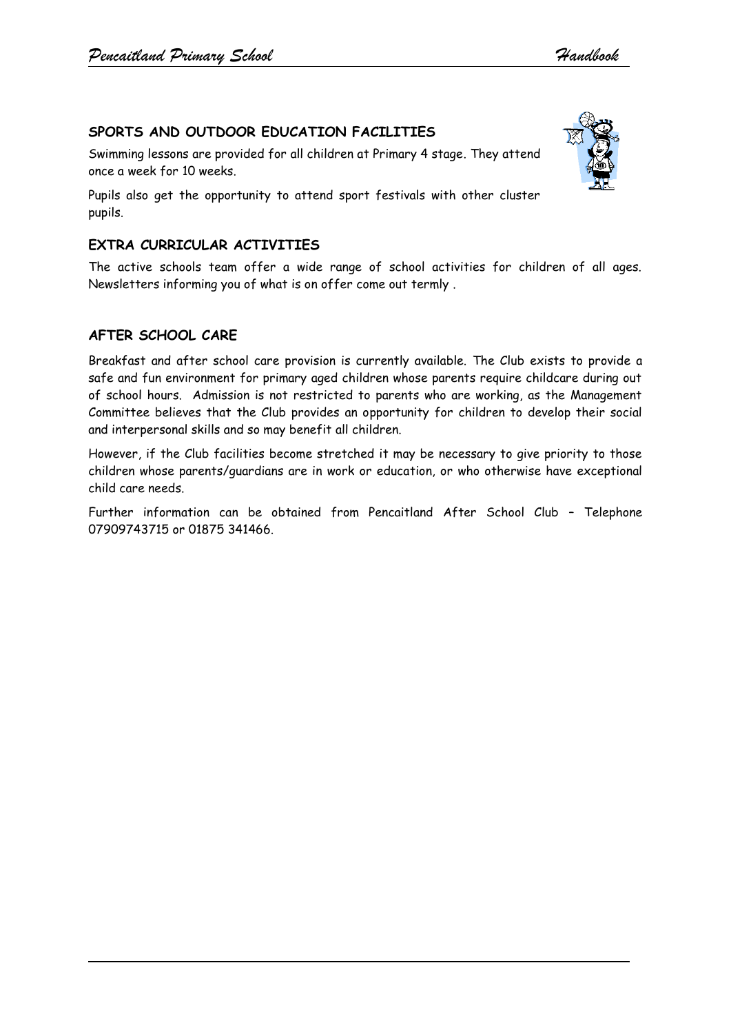## SPORTS AND OUTDOOR EDUCATION FACILITIES

Swimming lessons are provided for all children at Primary 4 stage. They attend once a week for 10 weeks.

Pupils also get the opportunity to attend sport festivals with other cluster pupils.

## EXTRA CURRICULAR ACTIVITIES

The active schools team offer a wide range of school activities for children of all ages. Newsletters informing you of what is on offer come out termly .

## AFTER SCHOOL CARE

Breakfast and after school care provision is currently available. The Club exists to provide a safe and fun environment for primary aged children whose parents require childcare during out of school hours. Admission is not restricted to parents who are working, as the Management Committee believes that the Club provides an opportunity for children to develop their social and interpersonal skills and so may benefit all children.

However, if the Club facilities become stretched it may be necessary to give priority to those children whose parents/guardians are in work or education, or who otherwise have exceptional child care needs.

Further information can be obtained from Pencaitland After School Club – Telephone 07909743715 or 01875 341466.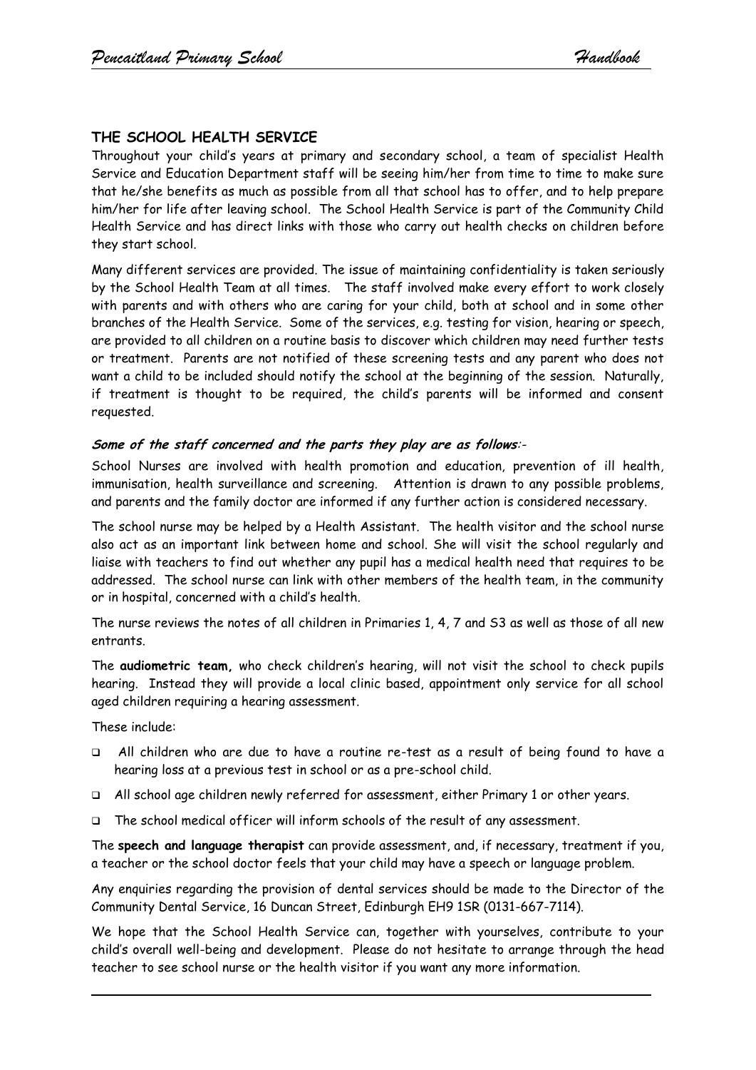## THE SCHOOL HEALTH SERVICE

Throughout your child's years at primary and secondary school, a team of specialist Health Service and Education Department staff will be seeing him/her from time to time to make sure that he/she benefits as much as possible from all that school has to offer, and to help prepare him/her for life after leaving school. The School Health Service is part of the Community Child Health Service and has direct links with those who carry out health checks on children before they start school.

Many different services are provided. The issue of maintaining confidentiality is taken seriously by the School Health Team at all times. The staff involved make every effort to work closely with parents and with others who are caring for your child, both at school and in some other branches of the Health Service. Some of the services, e.g. testing for vision, hearing or speech, are provided to all children on a routine basis to discover which children may need further tests or treatment. Parents are not notified of these screening tests and any parent who does not want a child to be included should notify the school at the beginning of the session. Naturally, if treatment is thought to be required, the child's parents will be informed and consent requested.

***Some of the staff concerned and the parts they play are as follows**:-*

School Nurses are involved with health promotion and education, prevention of ill health, immunisation, health surveillance and screening. Attention is drawn to any possible problems, and parents and the family doctor are informed if any further action is considered necessary.

The school nurse may be helped by a Health Assistant. The health visitor and the school nurse also act as an important link between home and school. She will visit the school regularly and liaise with teachers to find out whether any pupil has a medical health need that requires to be addressed. The school nurse can link with other members of the health team, in the community or in hospital, concerned with a child's health.

The nurse reviews the notes of all children in Primaries 1, 4, 7 and S3 as well as those of all new entrants.

The **audiometric team,** who check children's hearing, will not visit the school to check pupils hearing. Instead they will provide a local clinic based, appointment only service for all school aged children requiring a hearing assessment.

These include:

- All children who are due to have a routine re-test as a result of being found to have a hearing loss at a previous test in school or as a pre-school child.
- All school age children newly referred for assessment, either Primary 1 or other years.
- The school medical officer will inform schools of the result of any assessment.

The **speech and language therapist** can provide assessment, and, if necessary, treatment if you, a teacher or the school doctor feels that your child may have a speech or language problem.

Any enquiries regarding the provision of dental services should be made to the Director of the Community Dental Service, 16 Duncan Street, Edinburgh EH9 1SR (0131-667-7114).

We hope that the School Health Service can, together with yourselves, contribute to your child's overall well-being and development. Please do not hesitate to arrange through the head teacher to see school nurse or the health visitor if you want any more information.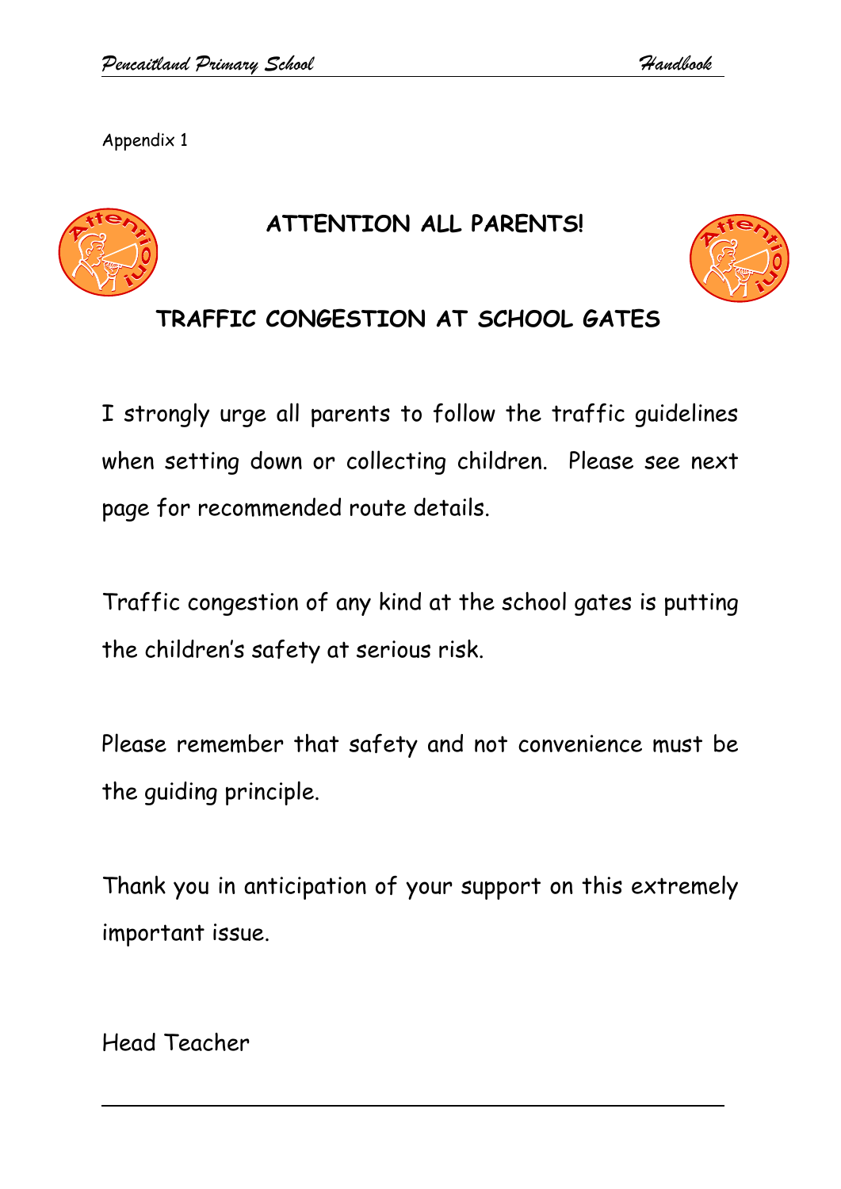Appendix 1

# ATTENTION ALL PARENTS!

## TRAFFIC CONGESTION AT SCHOOL GATES

I strongly urge all parents to follow the traffic guidelines when setting down or collecting children. Please see next page for recommended route details.

Traffic congestion of any kind at the school gates is putting the children's safety at serious risk.

Please remember that safety and not convenience must be the guiding principle.

Thank you in anticipation of your support on this extremely important issue.

Head Teacher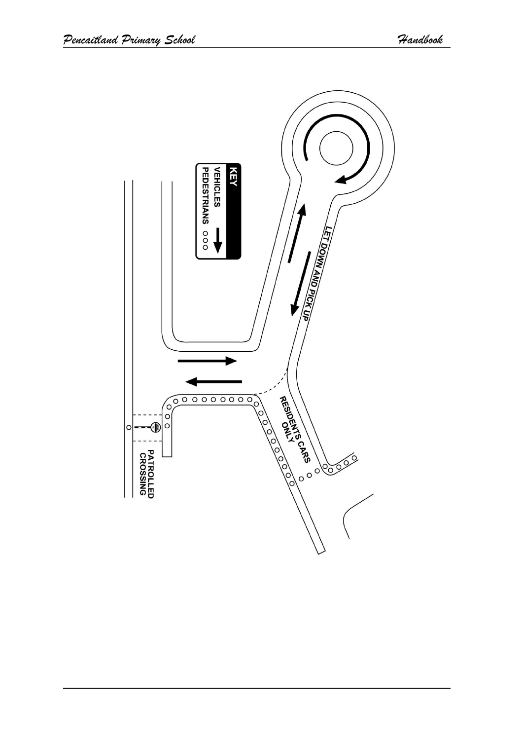KEY

VEHICLES

PEDESTRIANS

LET DOWN AND PICK UP

RESIDENTS CARS ONLY

PATROLLED CROSSING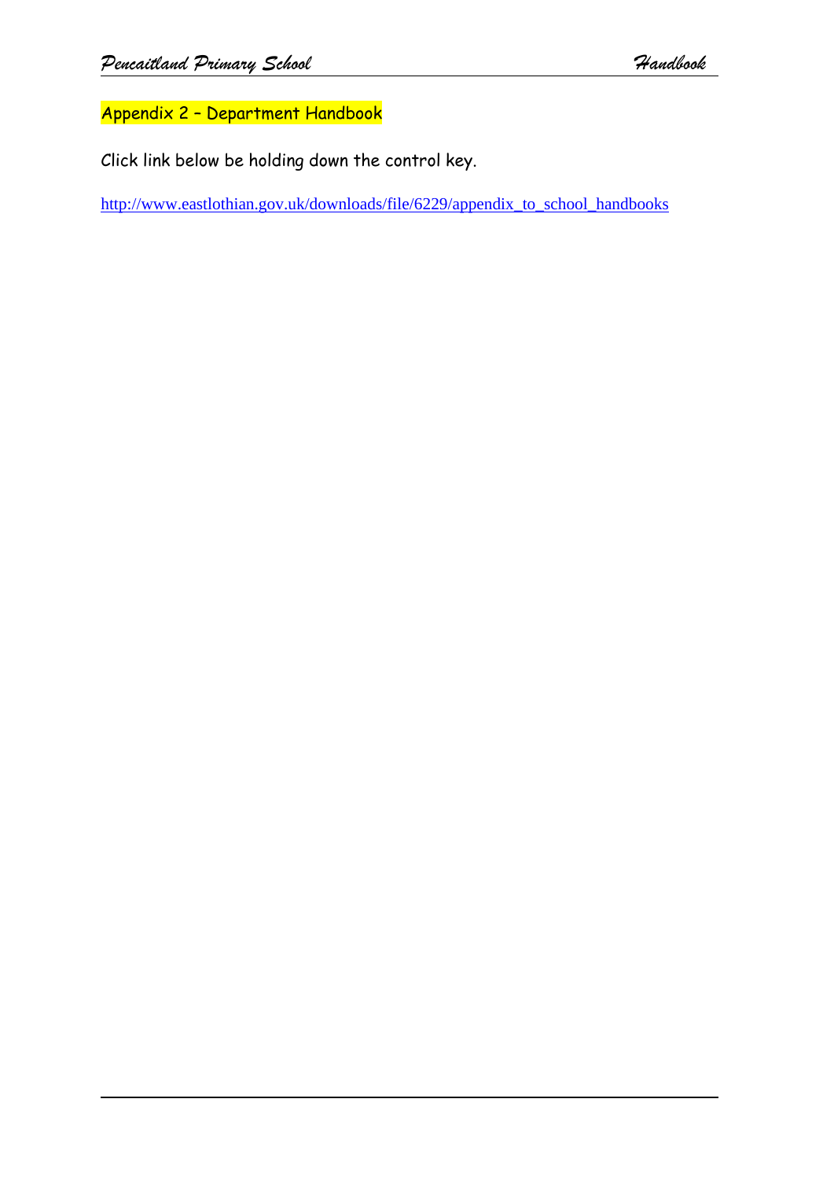Appendix 2 – Department Handbook

Click link below be holding down the control key.

http://www.eastlothian.gov.uk/downloads/file/6229/appendix_to_school_handbooks